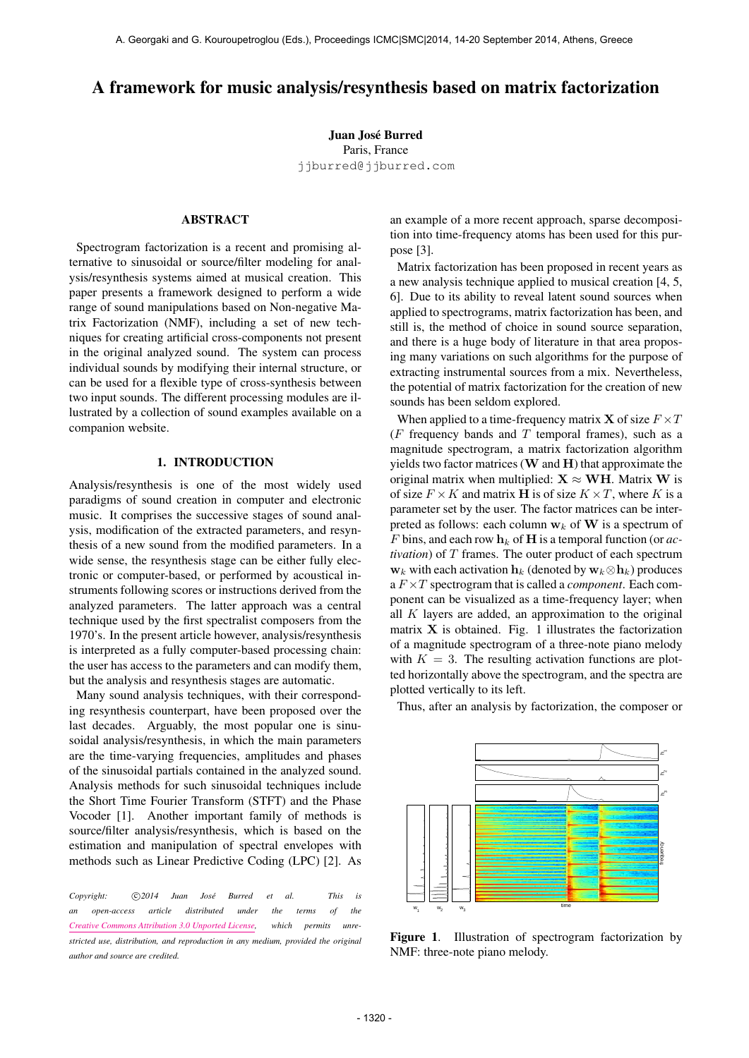# A framework for music analysis/resynthesis based on matrix factorization

**Juan José Burred**
Paris, France
jjburred@jjburred.com

## ABSTRACT

Spectrogram factorization is a recent and promising alternative to sinusoidal or source/filter modeling for analysis/resynthesis systems aimed at musical creation. This paper presents a framework designed to perform a wide range of sound manipulations based on Non-negative Matrix Factorization (NMF), including a set of new techniques for creating artificial cross-components not present in the original analyzed sound. The system can process individual sounds by modifying their internal structure, or can be used for a flexible type of cross-synthesis between two input sounds. The different processing modules are illustrated by a collection of sound examples available on a companion website.

## 1. INTRODUCTION

Analysis/resynthesis is one of the most widely used paradigms of sound creation in computer and electronic music. It comprises the successive stages of sound analysis, modification of the extracted parameters, and resynthesis of a new sound from the modified parameters. In a wide sense, the resynthesis stage can be either fully electronic or computer-based, or performed by acoustical instruments following scores or instructions derived from the analyzed parameters. The latter approach was a central technique used by the first spectralist composers from the 1970's. In the present article however, analysis/resynthesis is interpreted as a fully computer-based processing chain: the user has access to the parameters and can modify them, but the analysis and resynthesis stages are automatic.

Many sound analysis techniques, with their corresponding resynthesis counterpart, have been proposed over the last decades. Arguably, the most popular one is sinusoidal analysis/resynthesis, in which the main parameters are the time-varying frequencies, amplitudes and phases of the sinusoidal partials contained in the analyzed sound. Analysis methods for such sinusoidal techniques include the Short Time Fourier Transform (STFT) and the Phase Vocoder [1]. Another important family of methods is source/filter analysis/resynthesis, which is based on the estimation and manipulation of spectral envelopes with methods such as Linear Predictive Coding (LPC) [2]. As an example of a more recent approach, sparse decomposition into time-frequency atoms has been used for this purpose [3].

Matrix factorization has been proposed in recent years as a new analysis technique applied to musical creation [4, 5, 6]. Due to its ability to reveal latent sound sources when applied to spectrograms, matrix factorization has been, and still is, the method of choice in sound source separation, and there is a huge body of literature in that area proposing many variations on such algorithms for the purpose of extracting instrumental sources from a mix. Nevertheless, the potential of matrix factorization for the creation of new sounds has been seldom explored.

When applied to a time-frequency matrix $\mathbf{X}$ of size $F \times T$ ($F$ frequency bands and $T$ temporal frames), such as a magnitude spectrogram, a matrix factorization algorithm yields two factor matrices ($\mathbf{W}$ and $\mathbf{H}$) that approximate the original matrix when multiplied: $\mathbf{X} \approx \mathbf{WH}$. Matrix $\mathbf{W}$ is of size $F \times K$ and matrix $\mathbf{H}$ is of size $K \times T$, where $K$ is a parameter set by the user. The factor matrices can be interpreted as follows: each column $\mathbf{w}_k$ of $\mathbf{W}$ is a spectrum of $F$ bins, and each row $\mathbf{h}_k$ of $\mathbf{H}$ is a temporal function (or *activation*) of $T$ frames. The outer product of each spectrum $\mathbf{w}_k$ with each activation $\mathbf{h}_k$ (denoted by $\mathbf{w}_k \otimes \mathbf{h}_k$) produces a $F \times T$ spectrogram that is called a *component*. Each component can be visualized as a time-frequency layer; when all $K$ layers are added, an approximation to the original matrix $\mathbf{X}$ is obtained. Fig. 1 illustrates the factorization of a magnitude spectrogram of a three-note piano melody with $K = 3$. The resulting activation functions are plotted horizontally above the spectrogram, and the spectra are plotted vertically to its left.

Thus, after an analysis by factorization, the composer or

**Figure 1**. Illustration of spectrogram factorization by NMF: three-note piano melody.

*Copyright: ©2014 Juan José Burred et al. This is an open-access article distributed under the terms of the Creative Commons Attribution 3.0 Unported License, which permits unrestricted use, distribution, and reproduction in any medium, provided the original author and source are credited.*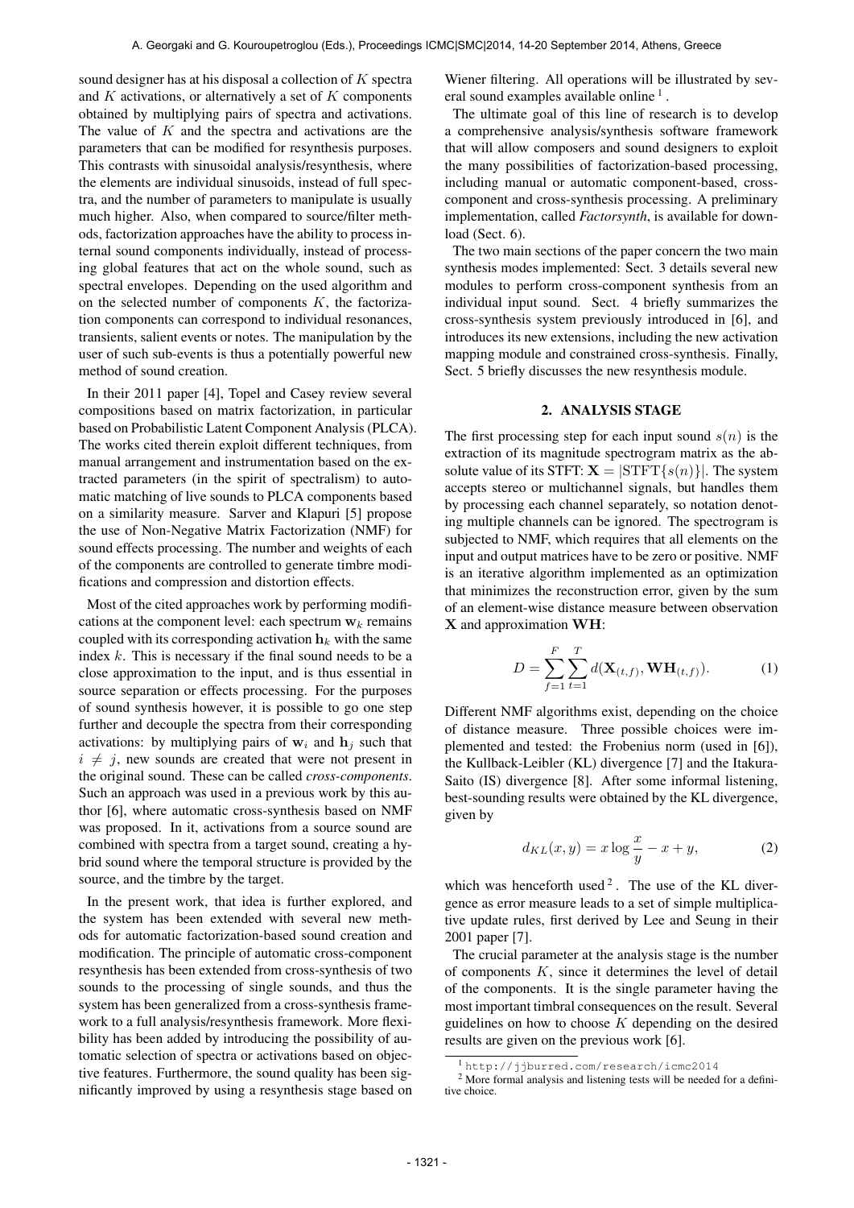sound designer has at his disposal a collection of $K$ spectra and $K$ activations, or alternatively a set of $K$ components obtained by multiplying pairs of spectra and activations. The value of $K$ and the spectra and activations are the parameters that can be modified for resynthesis purposes. This contrasts with sinusoidal analysis/resynthesis, where the elements are individual sinusoids, instead of full spectra, and the number of parameters to manipulate is usually much higher. Also, when compared to source/filter methods, factorization approaches have the ability to process internal sound components individually, instead of processing global features that act on the whole sound, such as spectral envelopes. Depending on the used algorithm and on the selected number of components $K$, the factorization components can correspond to individual resonances, transients, salient events or notes. The manipulation by the user of such sub-events is thus a potentially powerful new method of sound creation.

In their 2011 paper [4], Topel and Casey review several compositions based on matrix factorization, in particular based on Probabilistic Latent Component Analysis (PLCA). The works cited therein exploit different techniques, from manual arrangement and instrumentation based on the extracted parameters (in the spirit of spectralism) to automatic matching of live sounds to PLCA components based on a similarity measure. Sarver and Klapuri [5] propose the use of Non-Negative Matrix Factorization (NMF) for sound effects processing. The number and weights of each of the components are controlled to generate timbre modifications and compression and distortion effects.

Most of the cited approaches work by performing modifications at the component level: each spectrum $\mathbf{w}_k$ remains coupled with its corresponding activation $\mathbf{h}_k$ with the same index $k$. This is necessary if the final sound needs to be a close approximation to the input, and is thus essential in source separation or effects processing. For the purposes of sound synthesis however, it is possible to go one step further and decouple the spectra from their corresponding activations: by multiplying pairs of $\mathbf{w}_i$ and $\mathbf{h}_j$ such that $i \neq j$, new sounds are created that were not present in the original sound. These can be called *cross-components*. Such an approach was used in a previous work by this author [6], where automatic cross-synthesis based on NMF was proposed. In it, activations from a source sound are combined with spectra from a target sound, creating a hybrid sound where the temporal structure is provided by the source, and the timbre by the target.

In the present work, that idea is further explored, and the system has been extended with several new methods for automatic factorization-based sound creation and modification. The principle of automatic cross-component resynthesis has been extended from cross-synthesis of two sounds to the processing of single sounds, and thus the system has been generalized from a cross-synthesis framework to a full analysis/resynthesis framework. More flexibility has been added by introducing the possibility of automatic selection of spectra or activations based on objective features. Furthermore, the sound quality has been significantly improved by using a resynthesis stage based on Wiener filtering. All operations will be illustrated by several sound examples available online [1].

The ultimate goal of this line of research is to develop a comprehensive analysis/synthesis software framework that will allow composers and sound designers to exploit the many possibilities of factorization-based processing, including manual or automatic component-based, cross-component and cross-synthesis processing. A preliminary implementation, called *Factorsynth*, is available for download (Sect. 6).

The two main sections of the paper concern the two main synthesis modes implemented: Sect. 3 details several new modules to perform cross-component synthesis from an individual input sound. Sect. 4 briefly summarizes the cross-synthesis system previously introduced in [6], and introduces its new extensions, including the new activation mapping module and constrained cross-synthesis. Finally, Sect. 5 briefly discusses the new resynthesis module.

## 2. ANALYSIS STAGE

The first processing step for each input sound $s(n)$ is the extraction of its magnitude spectrogram matrix as the absolute value of its STFT: $\mathbf{X} = |\mathrm{STFT}\{s(n)\}|$. The system accepts stereo or multichannel signals, but handles them by processing each channel separately, so notation denoting multiple channels can be ignored. The spectrogram is subjected to NMF, which requires that all elements on the input and output matrices have to be zero or positive. NMF is an iterative algorithm implemented as an optimization that minimizes the reconstruction error, given by the sum of an element-wise distance measure between observation $\mathbf{X}$ and approximation $\mathbf{WH}$:

$$D = \sum_{f=1}^{F} \sum_{t=1}^{T} d(\mathbf{X}_{(t,f)}, \mathbf{WH}_{(t,f)}). \tag{1}$$

Different NMF algorithms exist, depending on the choice of distance measure. Three possible choices were implemented and tested: the Frobenius norm (used in [6]), the Kullback-Leibler (KL) divergence [7] and the Itakura-Saito (IS) divergence [8]. After some informal listening, best-sounding results were obtained by the KL divergence, given by

$$d_{KL}(x, y) = x \log \frac{x}{y} - x + y, \tag{2}$$

which was henceforth used [2]. The use of the KL divergence as error measure leads to a set of simple multiplicative update rules, first derived by Lee and Seung in their 2001 paper [7].

The crucial parameter at the analysis stage is the number of components $K$, since it determines the level of detail of the components. It is the single parameter having the most important timbral consequences on the result. Several guidelines on how to choose $K$ depending on the desired results are given on the previous work [6].

[1] http://jjburred.com/research/icmc2014

[2] More formal analysis and listening tests will be needed for a definitive choice.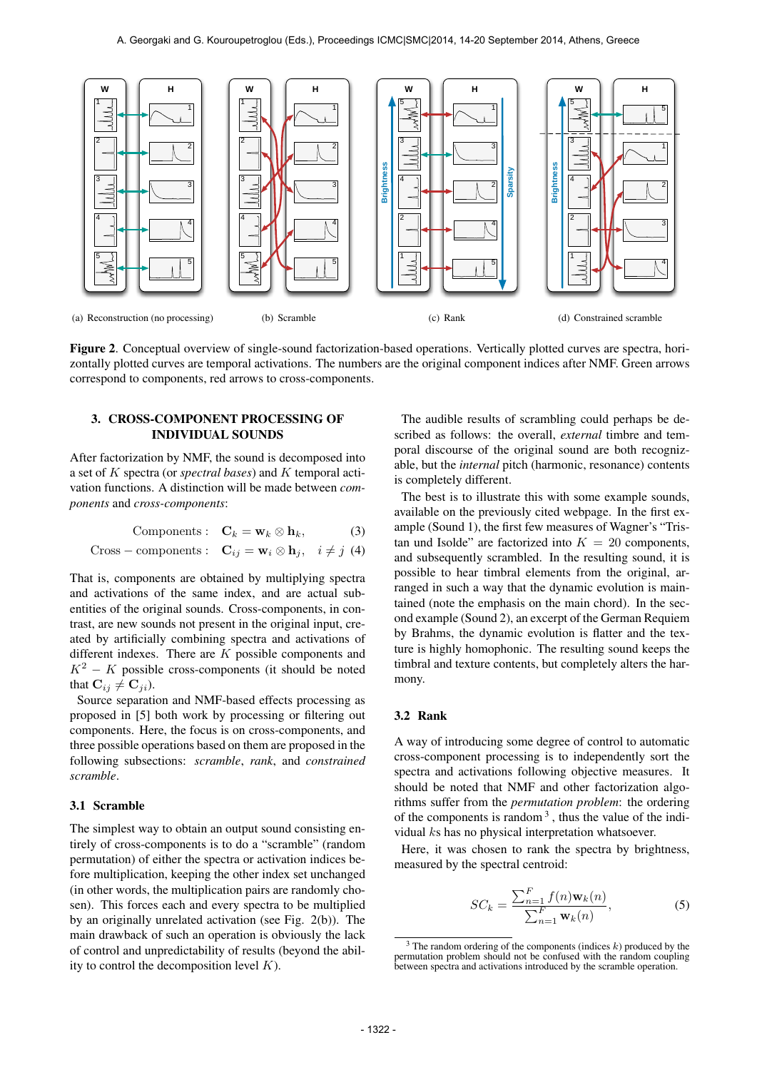(a) Reconstruction (no processing)   (b) Scramble   (c) Rank   (d) Constrained scramble

**Figure 2**. Conceptual overview of single-sound factorization-based operations. Vertically plotted curves are spectra, horizontally plotted curves are temporal activations. The numbers are the original component indices after NMF. Green arrows correspond to components, red arrows to cross-components.

## 3. CROSS-COMPONENT PROCESSING OF INDIVIDUAL SOUNDS

After factorization by NMF, the sound is decomposed into a set of $K$ spectra (or *spectral bases*) and $K$ temporal activation functions. A distinction will be made between *components* and *cross-components*:

$$\text{Components}: \quad \mathbf{C}_k = \mathbf{w}_k \otimes \mathbf{h}_k, \tag{3}$$

$$\text{Cross-components}: \quad \mathbf{C}_{ij} = \mathbf{w}_i \otimes \mathbf{h}_j, \quad i \neq j \tag{4}$$

That is, components are obtained by multiplying spectra and activations of the same index, and are actual subentities of the original sounds. Cross-components, in contrast, are new sounds not present in the original input, created by artificially combining spectra and activations of different indexes. There are $K$ possible components and $K^2 - K$ possible cross-components (it should be noted that $\mathbf{C}_{ij} \neq \mathbf{C}_{ji}$).

Source separation and NMF-based effects processing as proposed in [5] both work by processing or filtering out components. Here, the focus is on cross-components, and three possible operations based on them are proposed in the following subsections: *scramble*, *rank*, and *constrained scramble*.

### 3.1 Scramble

The simplest way to obtain an output sound consisting entirely of cross-components is to do a "scramble" (random permutation) of either the spectra or activation indices before multiplication, keeping the other index set unchanged (in other words, the multiplication pairs are randomly chosen). This forces each and every spectrum to be multiplied by an originally unrelated activation (see Fig. 2(b)). The main drawback of such an operation is obviously the lack of control and unpredictability of results (beyond the ability to control the decomposition level $K$).

The audible results of scrambling could perhaps be described as follows: the overall, *external* timbre and temporal discourse of the original sound are both recognizable, but the *internal* pitch (harmonic, resonance) contents is completely different.

The best is to illustrate this with some example sounds, available on the previously cited webpage. In the first example (Sound 1), the first few measures of Wagner's "Tristan und Isolde" are factorized into $K = 20$ components, and subsequently scrambled. In the resulting sound, it is possible to hear timbral elements from the original, arranged in such a way that the dynamic evolution is maintained (note the emphasis on the main chord). In the second example (Sound 2), an excerpt of the German Requiem by Brahms, the dynamic evolution is flatter and the texture is highly homophonic. The resulting sound keeps the timbral and texture contents, but completely alters the harmony.

### 3.2 Rank

A way of introducing some degree of control to automatic cross-component processing is to independently sort the spectra and activations following objective measures. It should be noted that NMF and other factorization algorithms suffer from the *permutation problem*: the ordering of the components is random [3], thus the value of the individual $k$s has no physical interpretation whatsoever.

Here, it was chosen to rank the spectra by brightness, measured by the spectral centroid:

$$SC_k = \frac{\sum_{n=1}^{F} f(n)\mathbf{w}_k(n)}{\sum_{n=1}^{F} \mathbf{w}_k(n)}, \tag{5}$$

[3] The random ordering of the components (indices $k$) produced by the permutation problem should not be confused with the random coupling between spectra and activations introduced by the scramble operation.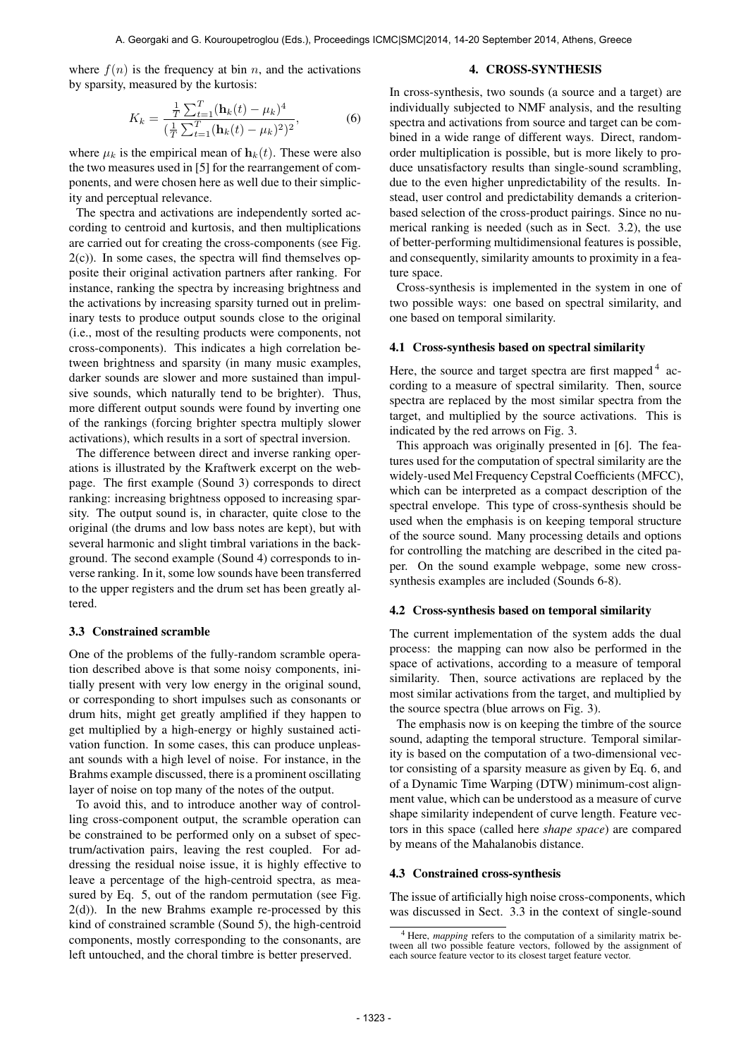where $f(n)$ is the frequency at bin $n$, and the activations by sparsity, measured by the kurtosis:

$$K_k = \frac{\frac{1}{T}\sum_{t=1}^{T}(\mathbf{h}_k(t) - \mu_k)^4}{(\frac{1}{T}\sum_{t=1}^{T}(\mathbf{h}_k(t) - \mu_k)^2)^2}, \tag{6}$$

where $\mu_k$ is the empirical mean of $\mathbf{h}_k(t)$. These were also the two measures used in [5] for the rearrangement of components, and were chosen here as well due to their simplicity and perceptual relevance.

The spectra and activations are independently sorted according to centroid and kurtosis, and then multiplications are carried out for creating the cross-components (see Fig. 2(c)). In some cases, the spectra will find themselves opposite their original activation partners after ranking. For instance, ranking the spectra by increasing brightness and the activations by increasing sparsity turned out in preliminary tests to produce output sounds close to the original (i.e., most of the resulting products were components, not cross-components). This indicates a high correlation between brightness and sparsity (in many music examples, darker sounds are slower and more sustained than impulsive sounds, which naturally tend to be brighter). Thus, more different output sounds were found by inverting one of the rankings (forcing brighter spectra multiply slower activations), which results in a sort of spectral inversion.

The difference between direct and inverse ranking operations is illustrated by the Kraftwerk excerpt on the webpage. The first example (Sound 3) corresponds to direct ranking: increasing brightness opposed to increasing sparsity. The output sound is, in character, quite close to the original (the drums and low bass notes are kept), but with several harmonic and slight timbral variations in the background. The second example (Sound 4) corresponds to inverse ranking. In it, some low sounds have been transferred to the upper registers and the drum set has been greatly altered.

### 3.3 Constrained scramble

One of the problems of the fully-random scramble operation described above is that some noisy components, initially present with very low energy in the original sound, or corresponding to short impulses such as consonants or drum hits, might get greatly amplified if they happen to get multiplied by a high-energy or highly sustained activation function. In some cases, this can produce unpleasant sounds with a high level of noise. For instance, in the Brahms example discussed, there is a prominent oscillating layer of noise on top many of the notes of the output.

To avoid this, and to introduce another way of controlling cross-component output, the scramble operation can be constrained to be performed only on a subset of spectrum/activation pairs, leaving the rest coupled. For addressing the residual noise issue, it is highly effective to leave a percentage of the high-centroid spectra, as measured by Eq. 5, out of the random permutation (see Fig. 2(d)). In the new Brahms example re-processed by this kind of constrained scramble (Sound 5), the high-centroid components, mostly corresponding to the consonants, are left untouched, and the choral timbre is better preserved.

## 4. CROSS-SYNTHESIS

In cross-synthesis, two sounds (a source and a target) are individually subjected to NMF analysis, and the resulting spectra and activations from source and target can be combined in a wide range of different ways. Direct, random-order multiplication is possible, but is more likely to produce unsatisfactory results than single-sound scrambling, due to the even higher unpredictability of the results. Instead, user control and predictability demands a criterion-based selection of the cross-product pairings. Since no numerical ranking is needed (such as in Sect. 3.2), the use of better-performing multidimensional features is possible, and consequently, similarity amounts to proximity in a feature space.

Cross-synthesis is implemented in the system in one of two possible ways: one based on spectral similarity, and one based on temporal similarity.

### 4.1 Cross-synthesis based on spectral similarity

Here, the source and target spectra are first mapped[4] according to a measure of spectral similarity. Then, source spectra are replaced by the most similar spectra from the target, and multiplied by the source activations. This is indicated by the red arrows on Fig. 3.

This approach was originally presented in [6]. The features used for the computation of spectral similarity are the widely-used Mel Frequency Cepstral Coefficients (MFCC), which can be interpreted as a compact description of the spectral envelope. This type of cross-synthesis should be used when the emphasis is on keeping temporal structure of the source sound. Many processing details and options for controlling the matching are described in the cited paper. On the sound example webpage, some new cross-synthesis examples are included (Sounds 6-8).

### 4.2 Cross-synthesis based on temporal similarity

The current implementation of the system adds the dual process: the mapping can now also be performed in the space of activations, according to a measure of temporal similarity. Then, source activations are replaced by the most similar activations from the target, and multiplied by the source spectra (blue arrows on Fig. 3).

The emphasis now is on keeping the timbre of the source sound, adapting the temporal structure. Temporal similarity is based on the computation of a two-dimensional vector consisting of a sparsity measure as given by Eq. 6, and of a Dynamic Time Warping (DTW) minimum-cost alignment value, which can be understood as a measure of curve shape similarity independent of curve length. Feature vectors in this space (called here *shape space*) are compared by means of the Mahalanobis distance.

### 4.3 Constrained cross-synthesis

The issue of artificially high noise cross-components, which was discussed in Sect. 3.3 in the context of single-sound

[4] Here, *mapping* refers to the computation of a similarity matrix between all two possible feature vectors, followed by the assignment of each source feature vector to its closest target feature vector.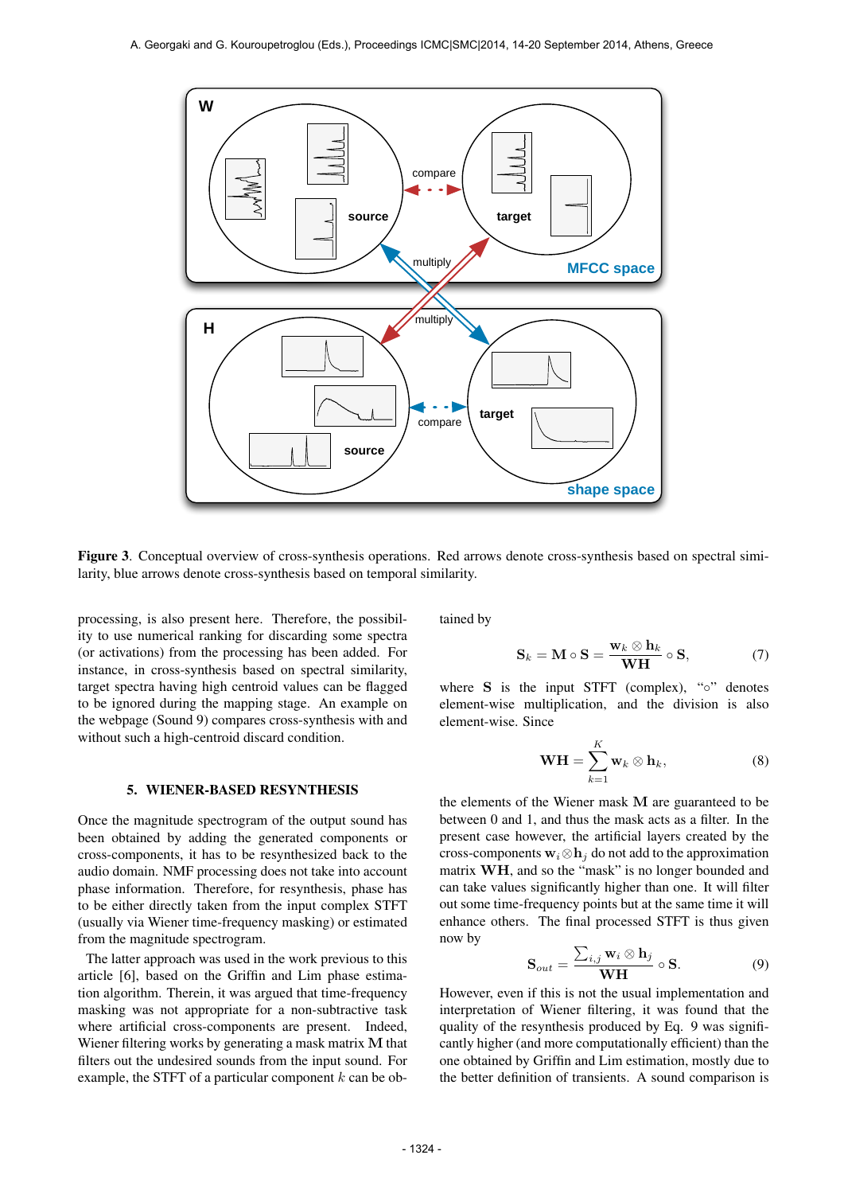**Figure 3**. Conceptual overview of cross-synthesis operations. Red arrows denote cross-synthesis based on spectral similarity, blue arrows denote cross-synthesis based on temporal similarity.

processing, is also present here. Therefore, the possibility to use numerical ranking for discarding some spectra (or activations) from the processing has been added. For instance, in cross-synthesis based on spectral similarity, target spectra having high centroid values can be flagged to be ignored during the mapping stage. An example on the webpage (Sound 9) compares cross-synthesis with and without such a high-centroid discard condition.

## 5. WIENER-BASED RESYNTHESIS

Once the magnitude spectrogram of the output sound has been obtained by adding the generated components or cross-components, it has to be resynthesized back to the audio domain. NMF processing does not take into account phase information. Therefore, for resynthesis, phase has to be either directly taken from the input complex STFT (usually via Wiener time-frequency masking) or estimated from the magnitude spectrogram.

The latter approach was used in the work previous to this article [6], based on the Griffin and Lim phase estimation algorithm. Therein, it was argued that time-frequency masking was not appropriate for a non-subtractive task where artificial cross-components are present. Indeed, Wiener filtering works by generating a mask matrix $\mathbf{M}$ that filters out the undesired sounds from the input sound. For example, the STFT of a particular component $k$ can be obtained by

$$\mathbf{S}_k = \mathbf{M} \circ \mathbf{S} = \frac{\mathbf{w}_k \otimes \mathbf{h}_k}{\mathbf{WH}} \circ \mathbf{S}, \tag{7}$$

where $\mathbf{S}$ is the input STFT (complex), "$\circ$" denotes element-wise multiplication, and the division is also element-wise. Since

$$\mathbf{WH} = \sum_{k=1}^{K} \mathbf{w}_k \otimes \mathbf{h}_k, \tag{8}$$

the elements of the Wiener mask $\mathbf{M}$ are guaranteed to be between 0 and 1, and thus the mask acts as a filter. In the present case however, the artificial layers created by the cross-components $\mathbf{w}_i \otimes \mathbf{h}_j$ do not add to the approximation matrix $\mathbf{WH}$, and so the "mask" is no longer bounded and can take values significantly higher than one. It will filter out some time-frequency points but at the same time it will enhance others. The final processed STFT is thus given now by

$$\mathbf{S}_{out} = \frac{\sum_{i,j} \mathbf{w}_i \otimes \mathbf{h}_j}{\mathbf{WH}} \circ \mathbf{S}. \tag{9}$$

However, even if this is not the usual implementation and interpretation of Wiener filtering, it was found that the quality of the resynthesis produced by Eq. 9 was significantly higher (and more computationally efficient) than the one obtained by Griffin and Lim estimation, mostly due to the better definition of transients. A sound comparison is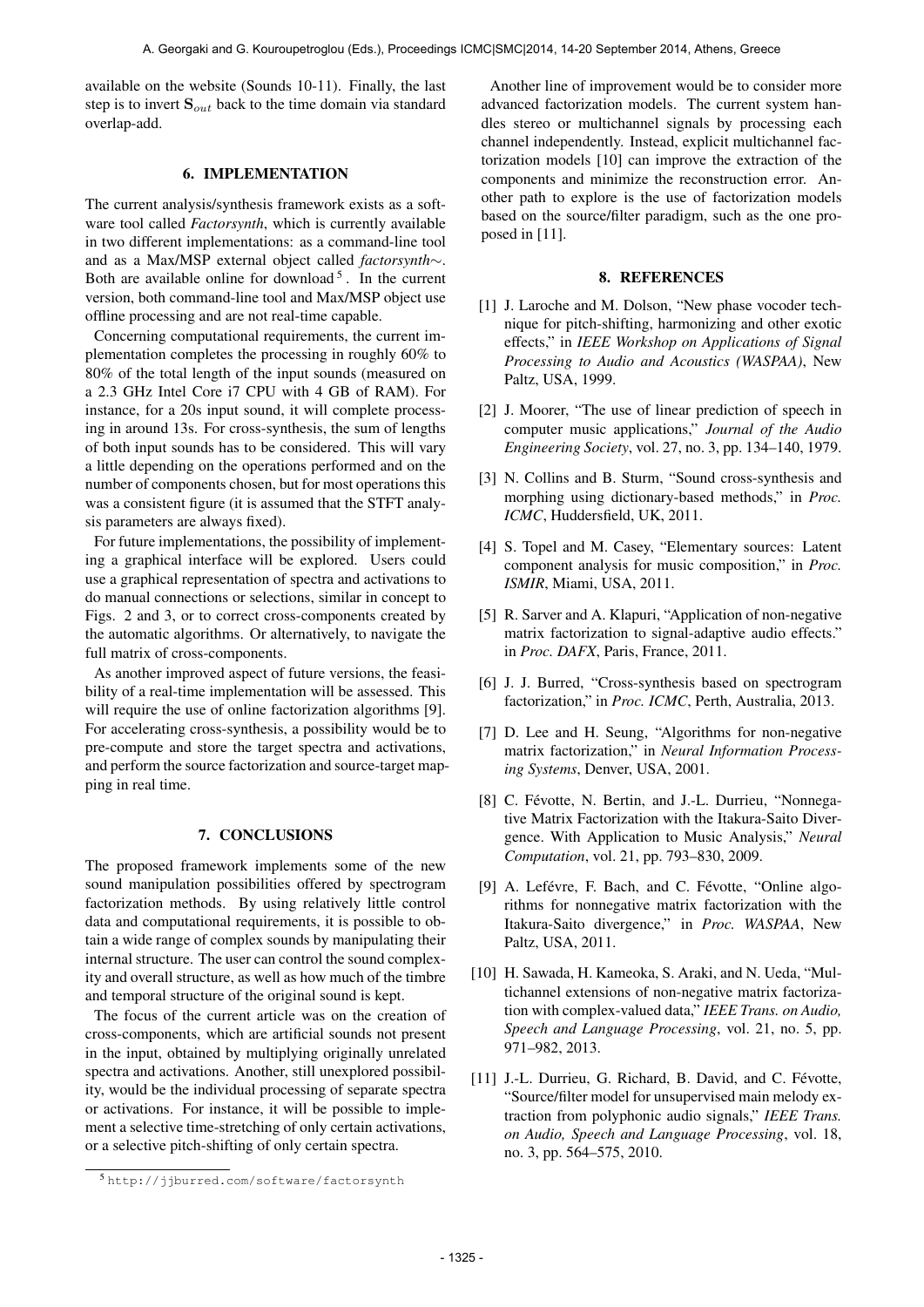available on the website (Sounds 10-11). Finally, the last step is to invert $\mathbf{S}_{out}$ back to the time domain via standard overlap-add.

## 6. IMPLEMENTATION

The current analysis/synthesis framework exists as a software tool called *Factorsynth*, which is currently available in two different implementations: as a command-line tool and as a Max/MSP external object called *factorsynth∼*. Both are available online for download [5]. In the current version, both command-line tool and Max/MSP object use offline processing and are not real-time capable.

Concerning computational requirements, the current implementation completes the processing in roughly 60% to 80% of the total length of the input sounds (measured on a 2.3 GHz Intel Core i7 CPU with 4 GB of RAM). For instance, for a 20s input sound, it will complete processing in around 13s. For cross-synthesis, the sum of lengths of both input sounds has to be considered. This will vary a little depending on the operations performed and on the number of components chosen, but for most operations this was a consistent figure (it is assumed that the STFT analysis parameters are always fixed).

For future implementations, the possibility of implementing a graphical interface will be explored. Users could use a graphical representation of spectra and activations to do manual connections or selections, similar in concept to Figs. 2 and 3, or to correct cross-components created by the automatic algorithms. Or alternatively, to navigate the full matrix of cross-components.

As another improved aspect of future versions, the feasibility of a real-time implementation will be assessed. This will require the use of online factorization algorithms [9]. For accelerating cross-synthesis, a possibility would be to pre-compute and store the target spectra and activations, and perform the source factorization and source-target mapping in real time.

## 7. CONCLUSIONS

The proposed framework implements some of the new sound manipulation possibilities offered by spectrogram factorization methods. By using relatively little control data and computational requirements, it is possible to obtain a wide range of complex sounds by manipulating their internal structure. The user can control the sound complexity and overall structure, as well as how much of the timbre and temporal structure of the original sound is kept.

The focus of the current article was on the creation of cross-components, which are artificial sounds not present in the input, obtained by multiplying originally unrelated spectra and activations. Another, still unexplored possibility, would be the individual processing of separate spectra or activations. For instance, it will be possible to implement a selective time-stretching of only certain activations, or a selective pitch-shifting of only certain spectra.

Another line of improvement would be to consider more advanced factorization models. The current system handles stereo or multichannel signals by processing each channel independently. Instead, explicit multichannel factorization models [10] can improve the extraction of the components and minimize the reconstruction error. Another path to explore is the use of factorization models based on the source/filter paradigm, such as the one proposed in [11].

## 8. REFERENCES

[1] J. Laroche and M. Dolson, "New phase vocoder technique for pitch-shifting, harmonizing and other exotic effects," in *IEEE Workshop on Applications of Signal Processing to Audio and Acoustics (WASPAA)*, New Paltz, USA, 1999.

[2] J. Moorer, "The use of linear prediction of speech in computer music applications," *Journal of the Audio Engineering Society*, vol. 27, no. 3, pp. 134–140, 1979.

[3] N. Collins and B. Sturm, "Sound cross-synthesis and morphing using dictionary-based methods," in *Proc. ICMC*, Huddersfield, UK, 2011.

[4] S. Topel and M. Casey, "Elementary sources: Latent component analysis for music composition," in *Proc. ISMIR*, Miami, USA, 2011.

[5] R. Sarver and A. Klapuri, "Application of non-negative matrix factorization to signal-adaptive audio effects." in *Proc. DAFX*, Paris, France, 2011.

[6] J. J. Burred, "Cross-synthesis based on spectrogram factorization," in *Proc. ICMC*, Perth, Australia, 2013.

[7] D. Lee and H. Seung, "Algorithms for non-negative matrix factorization," in *Neural Information Processing Systems*, Denver, USA, 2001.

[8] C. Févotte, N. Bertin, and J.-L. Durrieu, "Nonnegative Matrix Factorization with the Itakura-Saito Divergence. With Application to Music Analysis," *Neural Computation*, vol. 21, pp. 793–830, 2009.

[9] A. Lefévre, F. Bach, and C. Févotte, "Online algorithms for nonnegative matrix factorization with the Itakura-Saito divergence," in *Proc. WASPAA*, New Paltz, USA, 2011.

[10] H. Sawada, H. Kameoka, S. Araki, and N. Ueda, "Multichannel extensions of non-negative matrix factorization with complex-valued data," *IEEE Trans. on Audio, Speech and Language Processing*, vol. 21, no. 5, pp. 971–982, 2013.

[11] J.-L. Durrieu, G. Richard, B. David, and C. Févotte, "Source/filter model for unsupervised main melody extraction from polyphonic audio signals," *IEEE Trans. on Audio, Speech and Language Processing*, vol. 18, no. 3, pp. 564–575, 2010.

[5] http://jjburred.com/software/factorsynth